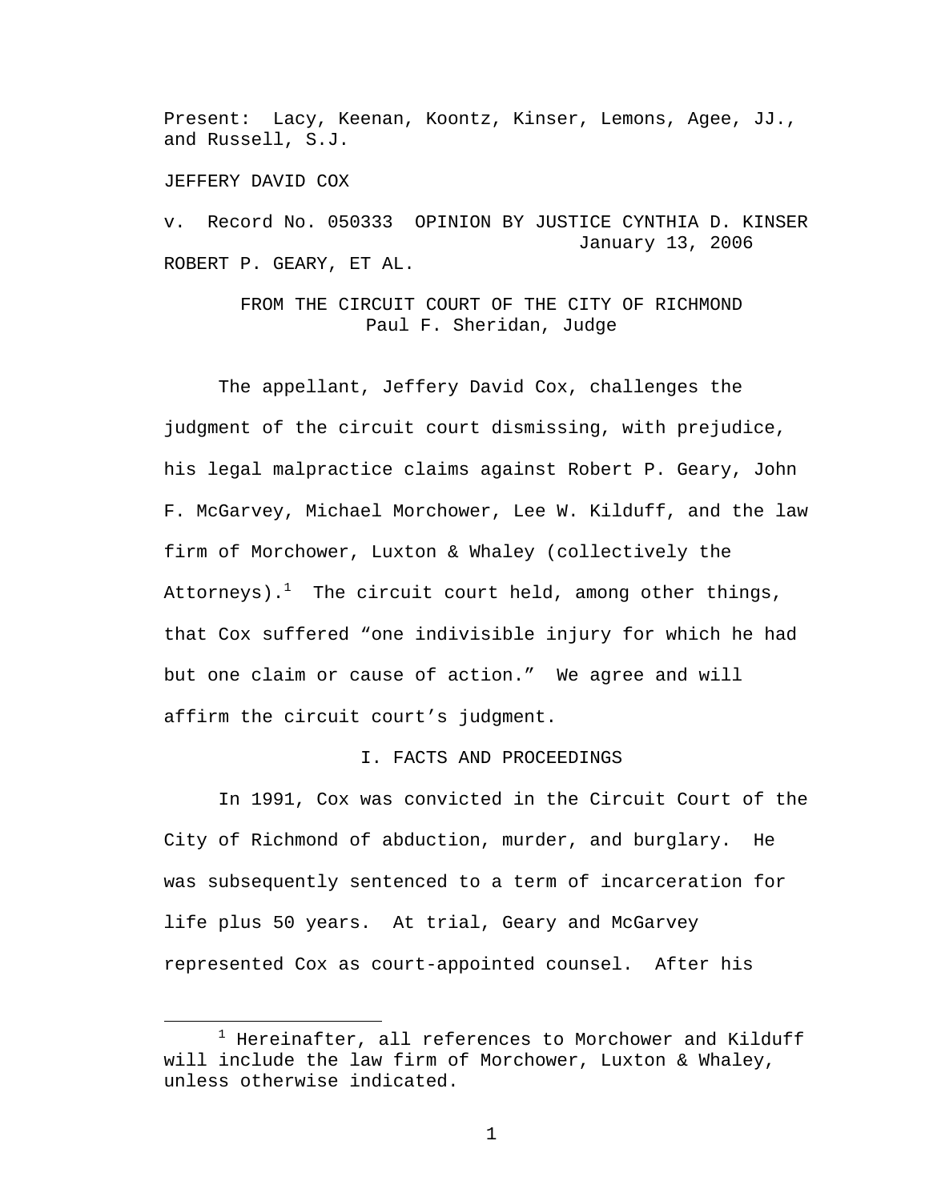Present: Lacy, Keenan, Koontz, Kinser, Lemons, Agee, JJ., and Russell, S.J.

JEFFERY DAVID COX

v. Record No. 050333 OPINION BY JUSTICE CYNTHIA D. KINSER
January 13, 2006

ROBERT P. GEARY, ET AL.

FROM THE CIRCUIT COURT OF THE CITY OF RICHMOND
Paul F. Sheridan, Judge

The appellant, Jeffery David Cox, challenges the judgment of the circuit court dismissing, with prejudice, his legal malpractice claims against Robert P. Geary, John F. McGarvey, Michael Morchower, Lee W. Kilduff, and the law firm of Morchower, Luxton & Whaley (collectively the Attorneys).[1] The circuit court held, among other things, that Cox suffered "one indivisible injury for which he had but one claim or cause of action." We agree and will affirm the circuit court's judgment.

## I. FACTS AND PROCEEDINGS

In 1991, Cox was convicted in the Circuit Court of the City of Richmond of abduction, murder, and burglary. He was subsequently sentenced to a term of incarceration for life plus 50 years. At trial, Geary and McGarvey represented Cox as court-appointed counsel. After his

[1] Hereinafter, all references to Morchower and Kilduff will include the law firm of Morchower, Luxton & Whaley, unless otherwise indicated.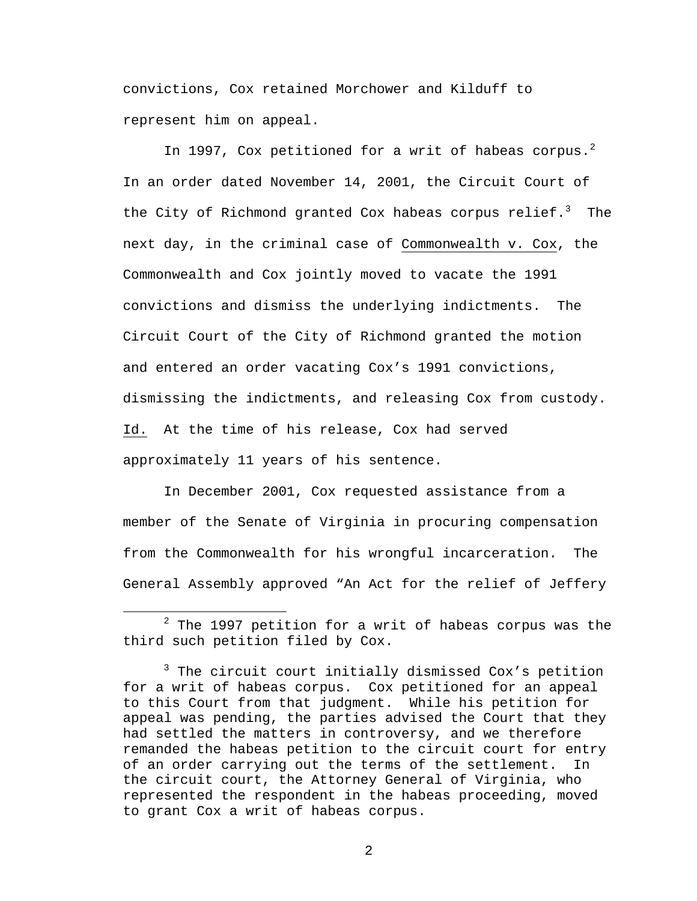convictions, Cox retained Morchower and Kilduff to represent him on appeal.

In 1997, Cox petitioned for a writ of habeas corpus.[2] In an order dated November 14, 2001, the Circuit Court of the City of Richmond granted Cox habeas corpus relief.[3] The next day, in the criminal case of Commonwealth v. Cox, the Commonwealth and Cox jointly moved to vacate the 1991 convictions and dismiss the underlying indictments. The Circuit Court of the City of Richmond granted the motion and entered an order vacating Cox's 1991 convictions, dismissing the indictments, and releasing Cox from custody. Id. At the time of his release, Cox had served approximately 11 years of his sentence.

In December 2001, Cox requested assistance from a member of the Senate of Virginia in procuring compensation from the Commonwealth for his wrongful incarceration. The General Assembly approved "An Act for the relief of Jeffery

---

[2] The 1997 petition for a writ of habeas corpus was the third such petition filed by Cox.

[3] The circuit court initially dismissed Cox's petition for a writ of habeas corpus. Cox petitioned for an appeal to this Court from that judgment. While his petition for appeal was pending, the parties advised the Court that they had settled the matters in controversy, and we therefore remanded the habeas petition to the circuit court for entry of an order carrying out the terms of the settlement. In the circuit court, the Attorney General of Virginia, who represented the respondent in the habeas proceeding, moved to grant Cox a writ of habeas corpus.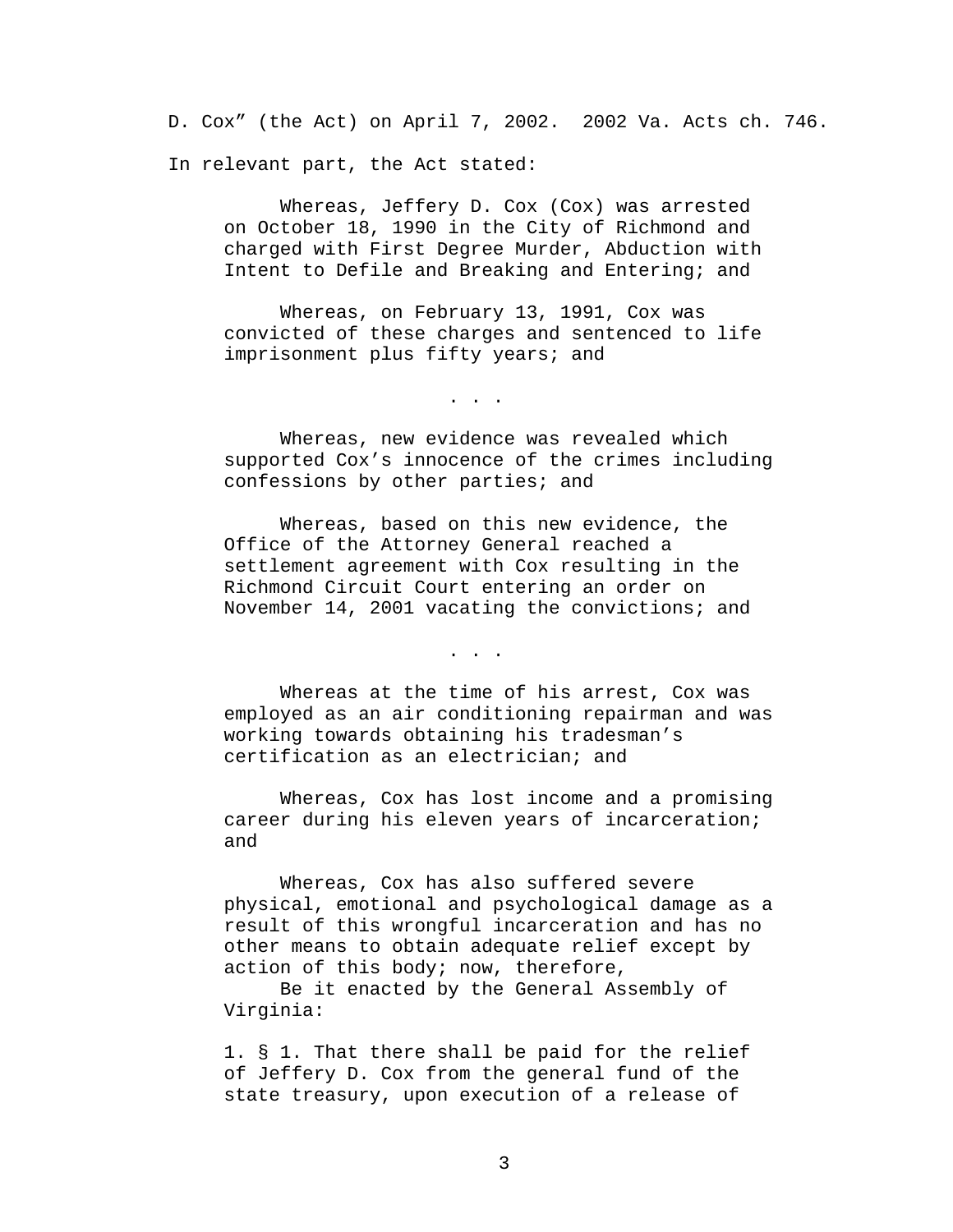D. Cox” (the Act) on April 7, 2002. 2002 Va. Acts ch. 746. In relevant part, the Act stated:

> Whereas, Jeffery D. Cox (Cox) was arrested on October 18, 1990 in the City of Richmond and charged with First Degree Murder, Abduction with Intent to Defile and Breaking and Entering; and
>
> Whereas, on February 13, 1991, Cox was convicted of these charges and sentenced to life imprisonment plus fifty years; and
>
> . . .
>
> Whereas, new evidence was revealed which supported Cox’s innocence of the crimes including confessions by other parties; and
>
> Whereas, based on this new evidence, the Office of the Attorney General reached a settlement agreement with Cox resulting in the Richmond Circuit Court entering an order on November 14, 2001 vacating the convictions; and
>
> . . .
>
> Whereas at the time of his arrest, Cox was employed as an air conditioning repairman and was working towards obtaining his tradesman’s certification as an electrician; and
>
> Whereas, Cox has lost income and a promising career during his eleven years of incarceration; and
>
> Whereas, Cox has also suffered severe physical, emotional and psychological damage as a result of this wrongful incarceration and has no other means to obtain adequate relief except by action of this body; now, therefore,
>
> Be it enacted by the General Assembly of Virginia:
>
> 1. § 1. That there shall be paid for the relief of Jeffery D. Cox from the general fund of the state treasury, upon execution of a release of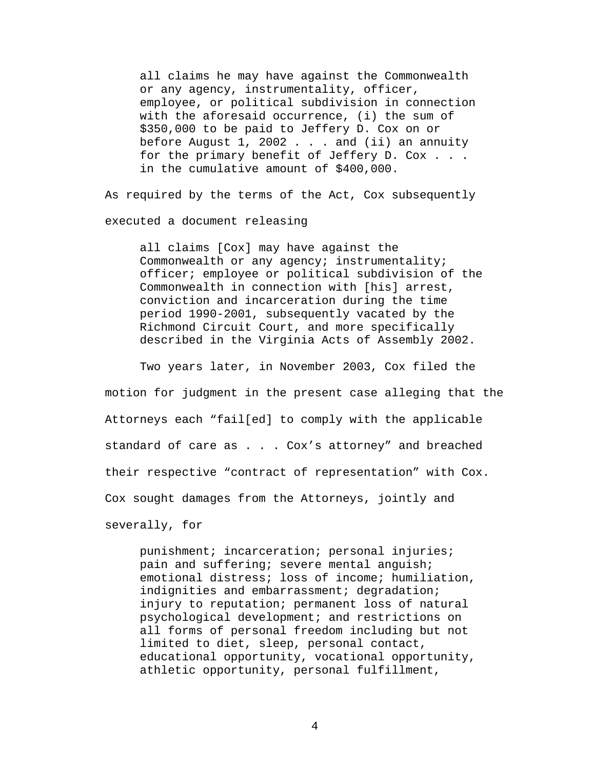> all claims he may have against the Commonwealth or any agency, instrumentality, officer, employee, or political subdivision in connection with the aforesaid occurrence, (i) the sum of $350,000 to be paid to Jeffery D. Cox on or before August 1, 2002 . . . and (ii) an annuity for the primary benefit of Jeffery D. Cox . . . in the cumulative amount of $400,000.

As required by the terms of the Act, Cox subsequently executed a document releasing

> all claims [Cox] may have against the Commonwealth or any agency; instrumentality; officer; employee or political subdivision of the Commonwealth in connection with [his] arrest, conviction and incarceration during the time period 1990-2001, subsequently vacated by the Richmond Circuit Court, and more specifically described in the Virginia Acts of Assembly 2002.

Two years later, in November 2003, Cox filed the motion for judgment in the present case alleging that the Attorneys each "fail[ed] to comply with the applicable standard of care as . . . Cox's attorney" and breached their respective "contract of representation" with Cox. Cox sought damages from the Attorneys, jointly and severally, for

> punishment; incarceration; personal injuries; pain and suffering; severe mental anguish; emotional distress; loss of income; humiliation, indignities and embarrassment; degradation; injury to reputation; permanent loss of natural psychological development; and restrictions on all forms of personal freedom including but not limited to diet, sleep, personal contact, educational opportunity, vocational opportunity, athletic opportunity, personal fulfillment,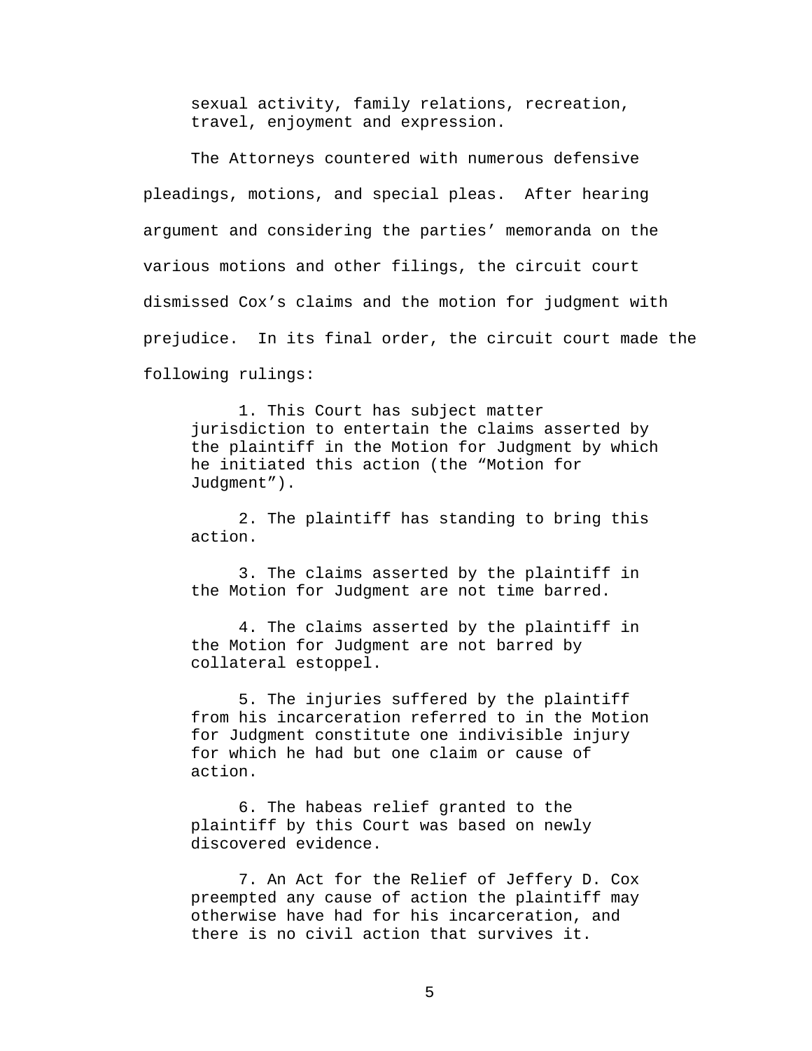sexual activity, family relations, recreation, travel, enjoyment and expression.

The Attorneys countered with numerous defensive pleadings, motions, and special pleas. After hearing argument and considering the parties' memoranda on the various motions and other filings, the circuit court dismissed Cox's claims and the motion for judgment with prejudice. In its final order, the circuit court made the following rulings:

> 1. This Court has subject matter jurisdiction to entertain the claims asserted by the plaintiff in the Motion for Judgment by which he initiated this action (the "Motion for Judgment").
>
> 2. The plaintiff has standing to bring this action.
>
> 3. The claims asserted by the plaintiff in the Motion for Judgment are not time barred.
>
> 4. The claims asserted by the plaintiff in the Motion for Judgment are not barred by collateral estoppel.
>
> 5. The injuries suffered by the plaintiff from his incarceration referred to in the Motion for Judgment constitute one indivisible injury for which he had but one claim or cause of action.
>
> 6. The habeas relief granted to the plaintiff by this Court was based on newly discovered evidence.
>
> 7. An Act for the Relief of Jeffery D. Cox preempted any cause of action the plaintiff may otherwise have had for his incarceration, and there is no civil action that survives it.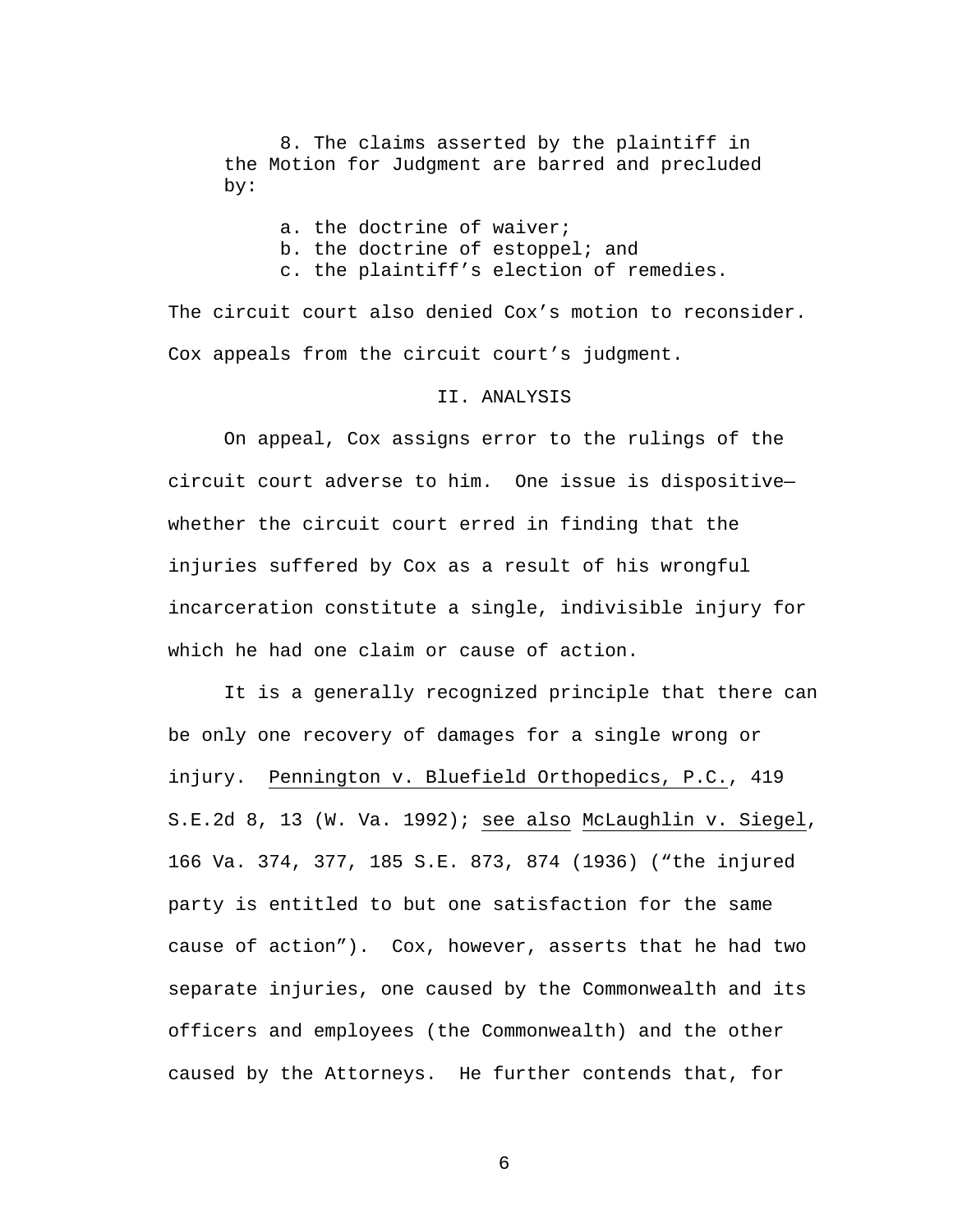8. The claims asserted by the plaintiff in the Motion for Judgment are barred and precluded by:

a. the doctrine of waiver;
b. the doctrine of estoppel; and
c. the plaintiff's election of remedies.

The circuit court also denied Cox's motion to reconsider. Cox appeals from the circuit court's judgment.

## II. ANALYSIS

On appeal, Cox assigns error to the rulings of the circuit court adverse to him. One issue is dispositive—whether the circuit court erred in finding that the injuries suffered by Cox as a result of his wrongful incarceration constitute a single, indivisible injury for which he had one claim or cause of action.

It is a generally recognized principle that there can be only one recovery of damages for a single wrong or injury. Pennington v. Bluefield Orthopedics, P.C., 419 S.E.2d 8, 13 (W. Va. 1992); see also McLaughlin v. Siegel, 166 Va. 374, 377, 185 S.E. 873, 874 (1936) ("the injured party is entitled to but one satisfaction for the same cause of action"). Cox, however, asserts that he had two separate injuries, one caused by the Commonwealth and its officers and employees (the Commonwealth) and the other caused by the Attorneys. He further contends that, for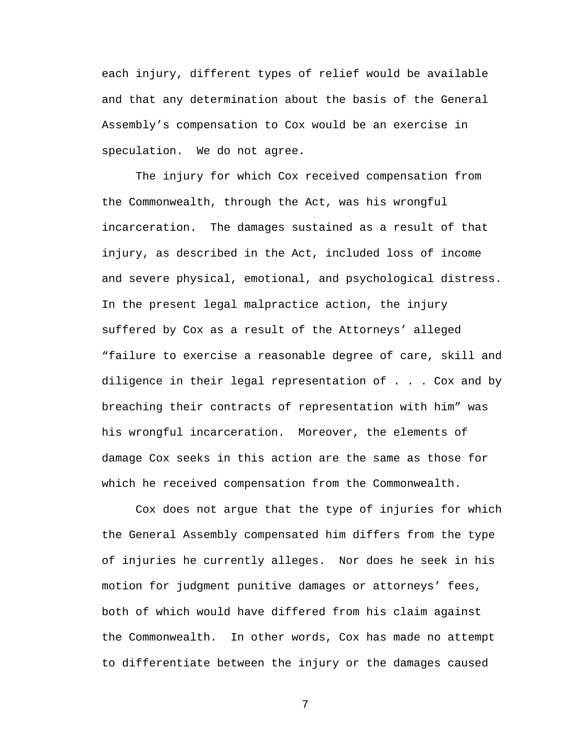each injury, different types of relief would be available and that any determination about the basis of the General Assembly’s compensation to Cox would be an exercise in speculation. We do not agree.

The injury for which Cox received compensation from the Commonwealth, through the Act, was his wrongful incarceration. The damages sustained as a result of that injury, as described in the Act, included loss of income and severe physical, emotional, and psychological distress. In the present legal malpractice action, the injury suffered by Cox as a result of the Attorneys’ alleged “failure to exercise a reasonable degree of care, skill and diligence in their legal representation of . . . Cox and by breaching their contracts of representation with him” was his wrongful incarceration. Moreover, the elements of damage Cox seeks in this action are the same as those for which he received compensation from the Commonwealth.

Cox does not argue that the type of injuries for which the General Assembly compensated him differs from the type of injuries he currently alleges. Nor does he seek in his motion for judgment punitive damages or attorneys’ fees, both of which would have differed from his claim against the Commonwealth. In other words, Cox has made no attempt to differentiate between the injury or the damages caused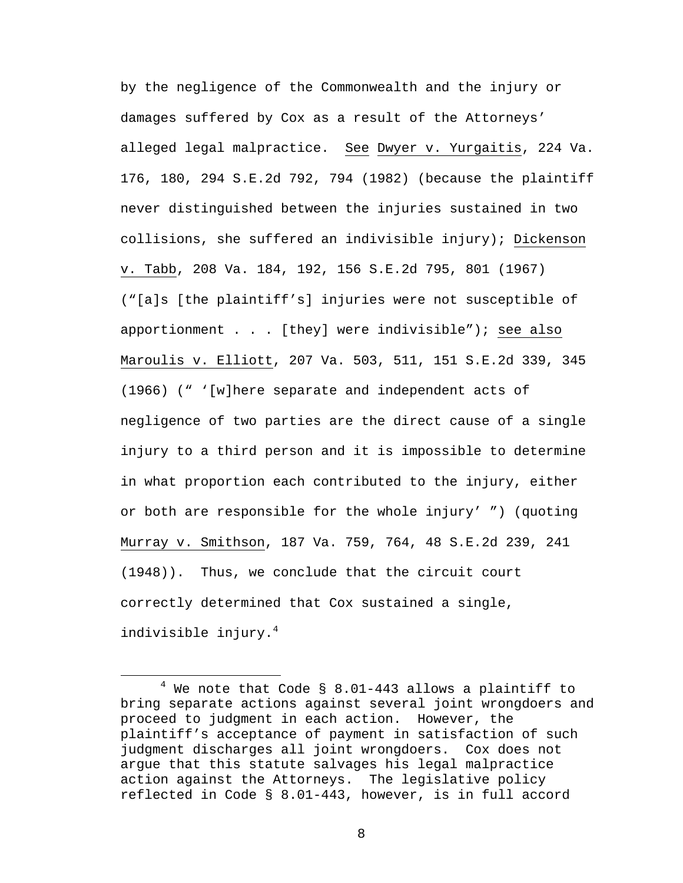by the negligence of the Commonwealth and the injury or damages suffered by Cox as a result of the Attorneys' alleged legal malpractice. See Dwyer v. Yurgaitis, 224 Va. 176, 180, 294 S.E.2d 792, 794 (1982) (because the plaintiff never distinguished between the injuries sustained in two collisions, she suffered an indivisible injury); Dickenson v. Tabb, 208 Va. 184, 192, 156 S.E.2d 795, 801 (1967) ("[a]s [the plaintiff's] injuries were not susceptible of apportionment . . . [they] were indivisible"); see also Maroulis v. Elliott, 207 Va. 503, 511, 151 S.E.2d 339, 345 (1966) (" '[w]here separate and independent acts of negligence of two parties are the direct cause of a single injury to a third person and it is impossible to determine in what proportion each contributed to the injury, either or both are responsible for the whole injury' ") (quoting Murray v. Smithson, 187 Va. 759, 764, 48 S.E.2d 239, 241 (1948)). Thus, we conclude that the circuit court correctly determined that Cox sustained a single, indivisible injury.[4]

---

[4] We note that Code § 8.01-443 allows a plaintiff to bring separate actions against several joint wrongdoers and proceed to judgment in each action. However, the plaintiff's acceptance of payment in satisfaction of such judgment discharges all joint wrongdoers. Cox does not argue that this statute salvages his legal malpractice action against the Attorneys. The legislative policy reflected in Code § 8.01-443, however, is in full accord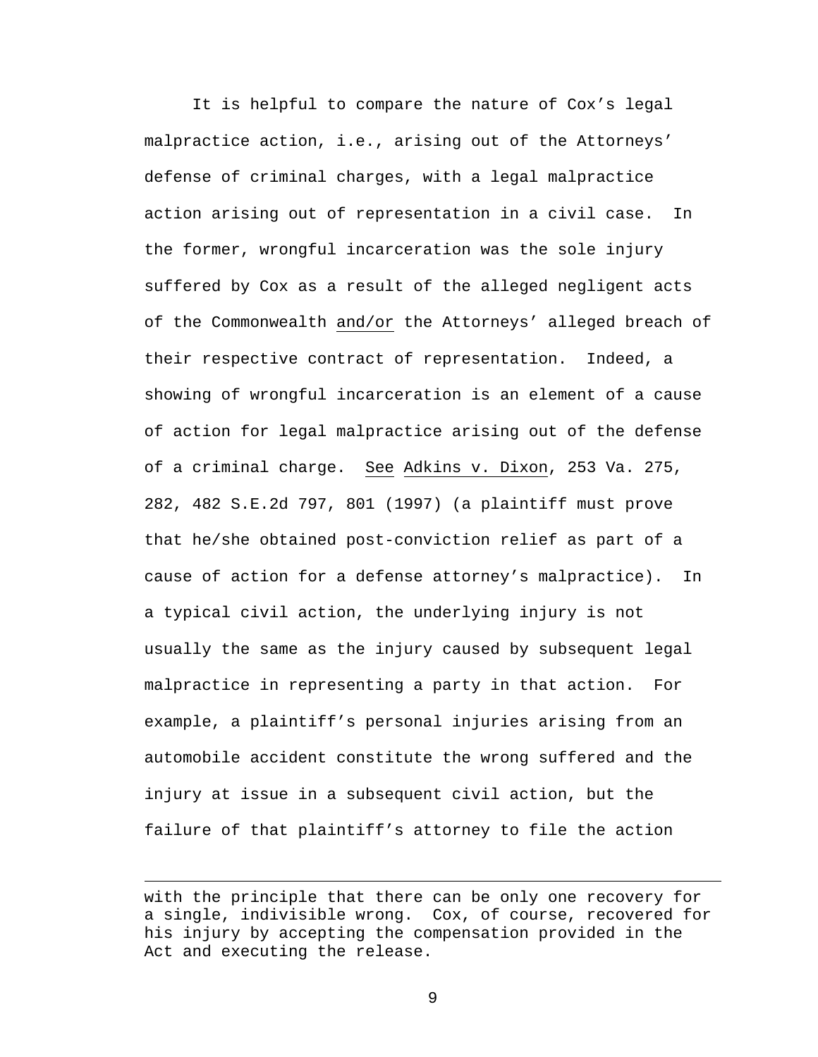It is helpful to compare the nature of Cox's legal malpractice action, i.e., arising out of the Attorneys' defense of criminal charges, with a legal malpractice action arising out of representation in a civil case. In the former, wrongful incarceration was the sole injury suffered by Cox as a result of the alleged negligent acts of the Commonwealth and/or the Attorneys' alleged breach of their respective contract of representation. Indeed, a showing of wrongful incarceration is an element of a cause of action for legal malpractice arising out of the defense of a criminal charge. See Adkins v. Dixon, 253 Va. 275, 282, 482 S.E.2d 797, 801 (1997) (a plaintiff must prove that he/she obtained post-conviction relief as part of a cause of action for a defense attorney's malpractice). In a typical civil action, the underlying injury is not usually the same as the injury caused by subsequent legal malpractice in representing a party in that action. For example, a plaintiff's personal injuries arising from an automobile accident constitute the wrong suffered and the injury at issue in a subsequent civil action, but the failure of that plaintiff's attorney to file the action

---

with the principle that there can be only one recovery for a single, indivisible wrong. Cox, of course, recovered for his injury by accepting the compensation provided in the Act and executing the release.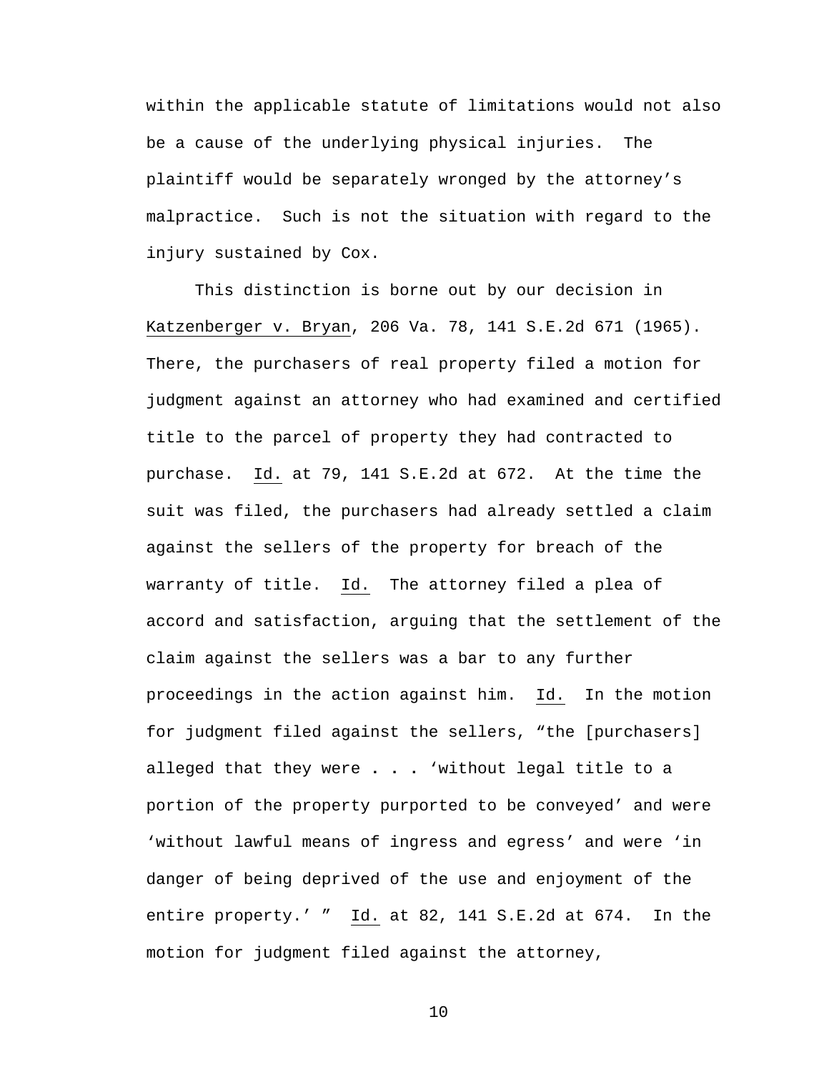within the applicable statute of limitations would not also be a cause of the underlying physical injuries. The plaintiff would be separately wronged by the attorney's malpractice. Such is not the situation with regard to the injury sustained by Cox.

This distinction is borne out by our decision in Katzenberger v. Bryan, 206 Va. 78, 141 S.E.2d 671 (1965). There, the purchasers of real property filed a motion for judgment against an attorney who had examined and certified title to the parcel of property they had contracted to purchase. Id. at 79, 141 S.E.2d at 672. At the time the suit was filed, the purchasers had already settled a claim against the sellers of the property for breach of the warranty of title. Id. The attorney filed a plea of accord and satisfaction, arguing that the settlement of the claim against the sellers was a bar to any further proceedings in the action against him. Id. In the motion for judgment filed against the sellers, "the [purchasers] alleged that they were . . . 'without legal title to a portion of the property purported to be conveyed' and were 'without lawful means of ingress and egress' and were 'in danger of being deprived of the use and enjoyment of the entire property.' " Id. at 82, 141 S.E.2d at 674. In the motion for judgment filed against the attorney,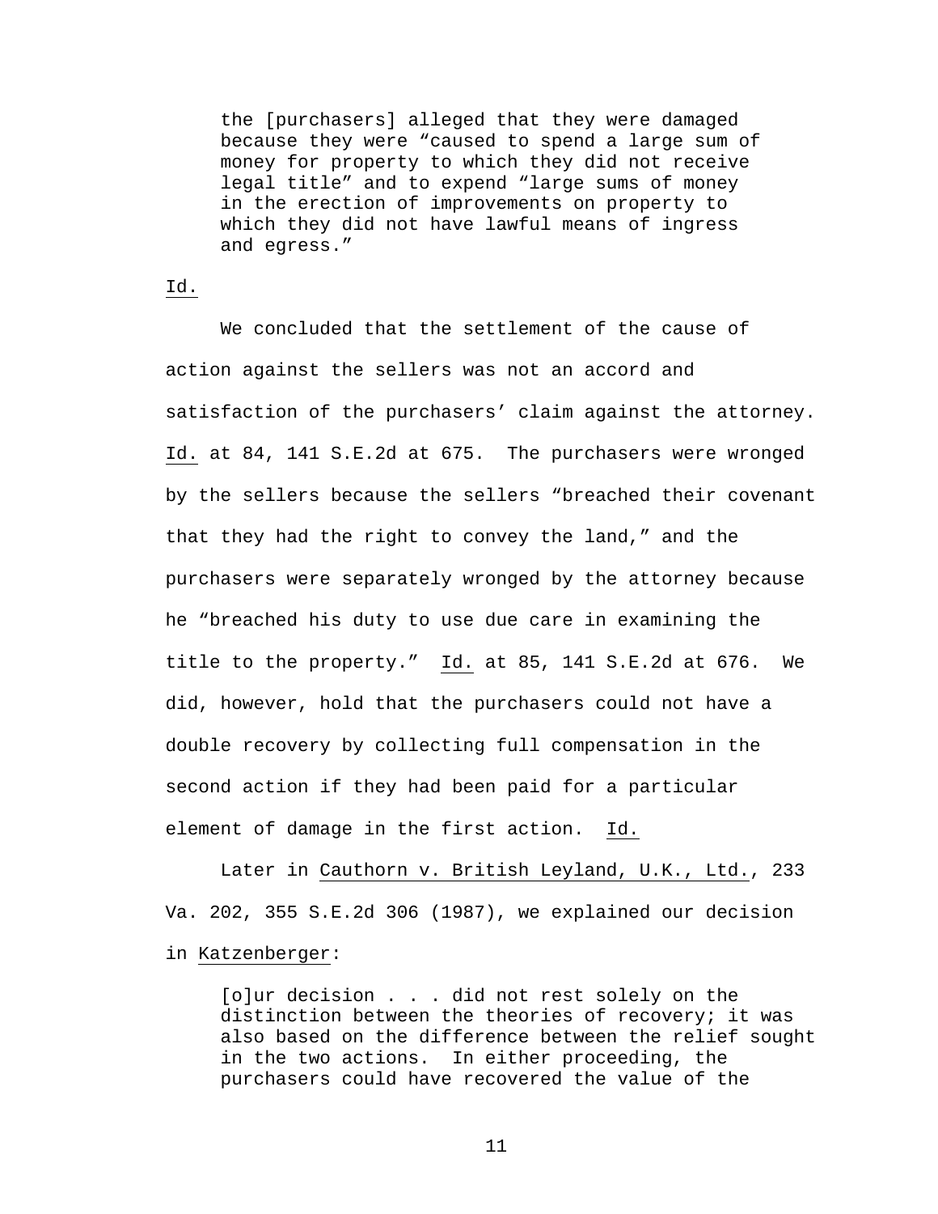> the [purchasers] alleged that they were damaged because they were "caused to spend a large sum of money for property to which they did not receive legal title" and to expend "large sums of money in the erection of improvements on property to which they did not have lawful means of ingress and egress."

Id.

We concluded that the settlement of the cause of action against the sellers was not an accord and satisfaction of the purchasers' claim against the attorney. Id. at 84, 141 S.E.2d at 675. The purchasers were wronged by the sellers because the sellers "breached their covenant that they had the right to convey the land," and the purchasers were separately wronged by the attorney because he "breached his duty to use due care in examining the title to the property." Id. at 85, 141 S.E.2d at 676. We did, however, hold that the purchasers could not have a double recovery by collecting full compensation in the second action if they had been paid for a particular element of damage in the first action. Id.

Later in Cauthorn v. British Leyland, U.K., Ltd., 233 Va. 202, 355 S.E.2d 306 (1987), we explained our decision in Katzenberger:

> [o]ur decision . . . did not rest solely on the distinction between the theories of recovery; it was also based on the difference between the relief sought in the two actions. In either proceeding, the purchasers could have recovered the value of the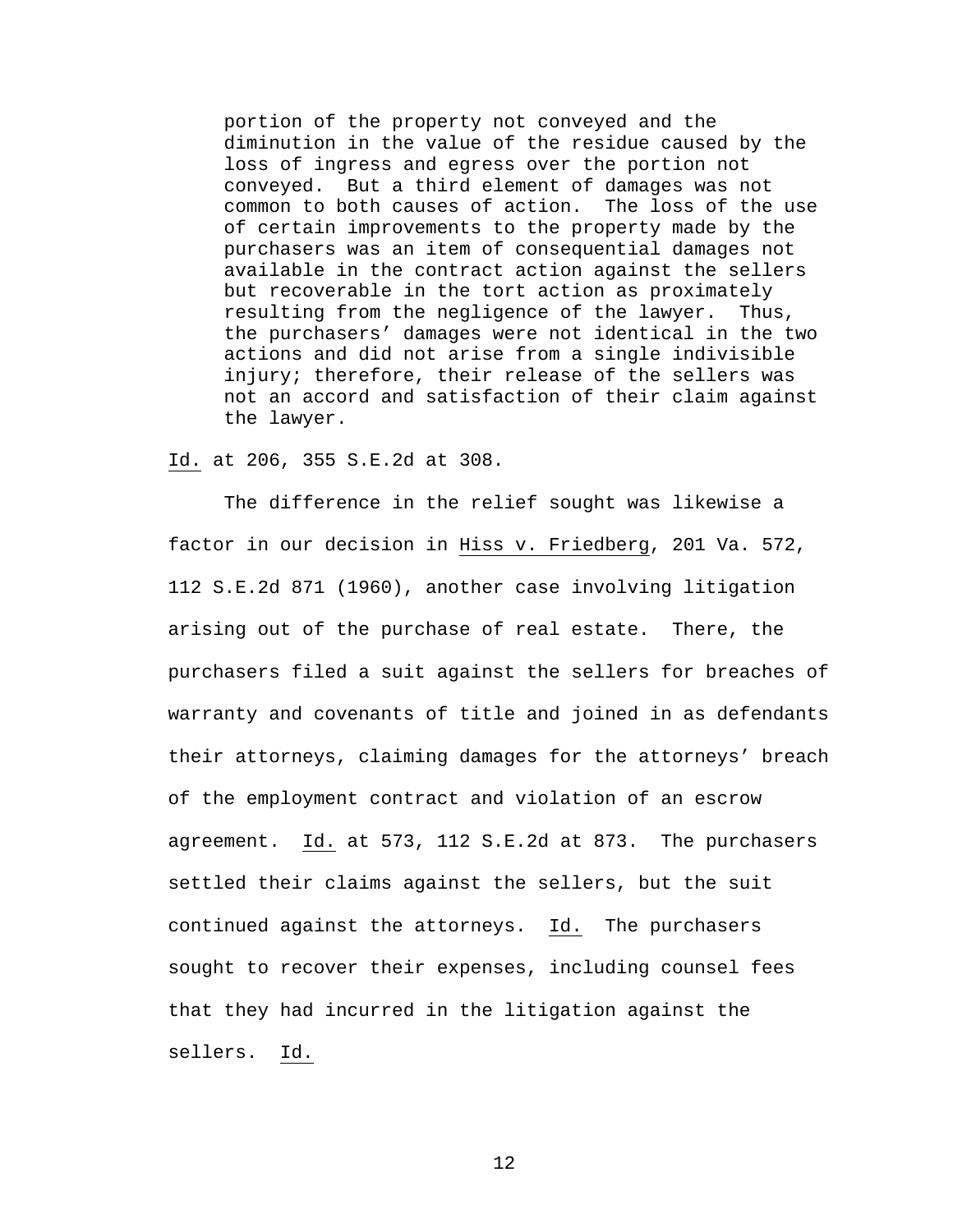> portion of the property not conveyed and the diminution in the value of the residue caused by the loss of ingress and egress over the portion not conveyed. But a third element of damages was not common to both causes of action. The loss of the use of certain improvements to the property made by the purchasers was an item of consequential damages not available in the contract action against the sellers but recoverable in the tort action as proximately resulting from the negligence of the lawyer. Thus, the purchasers' damages were not identical in the two actions and did not arise from a single indivisible injury; therefore, their release of the sellers was not an accord and satisfaction of their claim against the lawyer.

Id. at 206, 355 S.E.2d at 308.

The difference in the relief sought was likewise a factor in our decision in Hiss v. Friedberg, 201 Va. 572, 112 S.E.2d 871 (1960), another case involving litigation arising out of the purchase of real estate. There, the purchasers filed a suit against the sellers for breaches of warranty and covenants of title and joined in as defendants their attorneys, claiming damages for the attorneys' breach of the employment contract and violation of an escrow agreement. Id. at 573, 112 S.E.2d at 873. The purchasers settled their claims against the sellers, but the suit continued against the attorneys. Id. The purchasers sought to recover their expenses, including counsel fees that they had incurred in the litigation against the sellers. Id.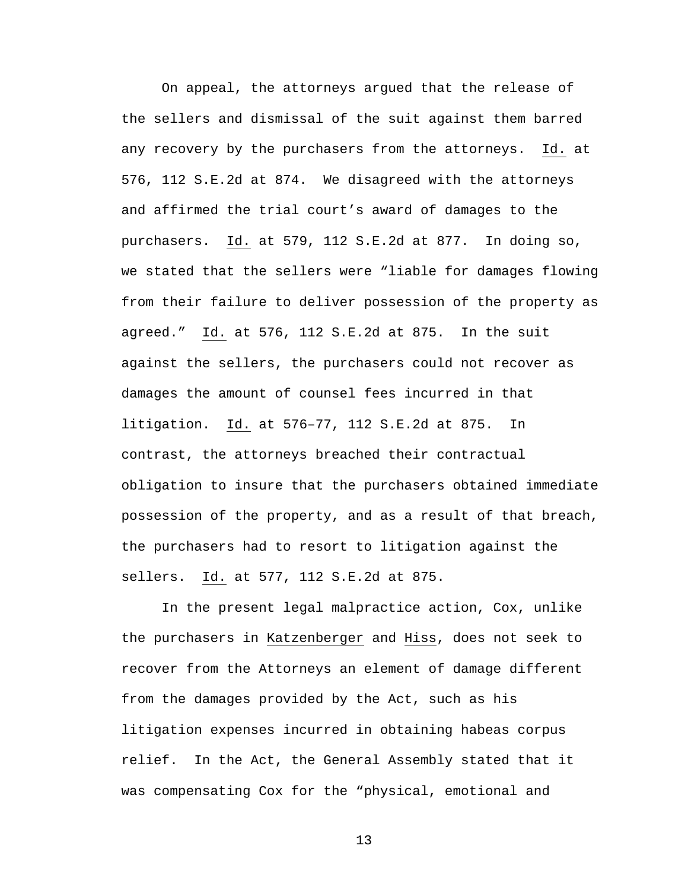On appeal, the attorneys argued that the release of the sellers and dismissal of the suit against them barred any recovery by the purchasers from the attorneys. Id. at 576, 112 S.E.2d at 874. We disagreed with the attorneys and affirmed the trial court's award of damages to the purchasers. Id. at 579, 112 S.E.2d at 877. In doing so, we stated that the sellers were "liable for damages flowing from their failure to deliver possession of the property as agreed." Id. at 576, 112 S.E.2d at 875. In the suit against the sellers, the purchasers could not recover as damages the amount of counsel fees incurred in that litigation. Id. at 576–77, 112 S.E.2d at 875. In contrast, the attorneys breached their contractual obligation to insure that the purchasers obtained immediate possession of the property, and as a result of that breach, the purchasers had to resort to litigation against the sellers. Id. at 577, 112 S.E.2d at 875.

In the present legal malpractice action, Cox, unlike the purchasers in Katzenberger and Hiss, does not seek to recover from the Attorneys an element of damage different from the damages provided by the Act, such as his litigation expenses incurred in obtaining habeas corpus relief. In the Act, the General Assembly stated that it was compensating Cox for the "physical, emotional and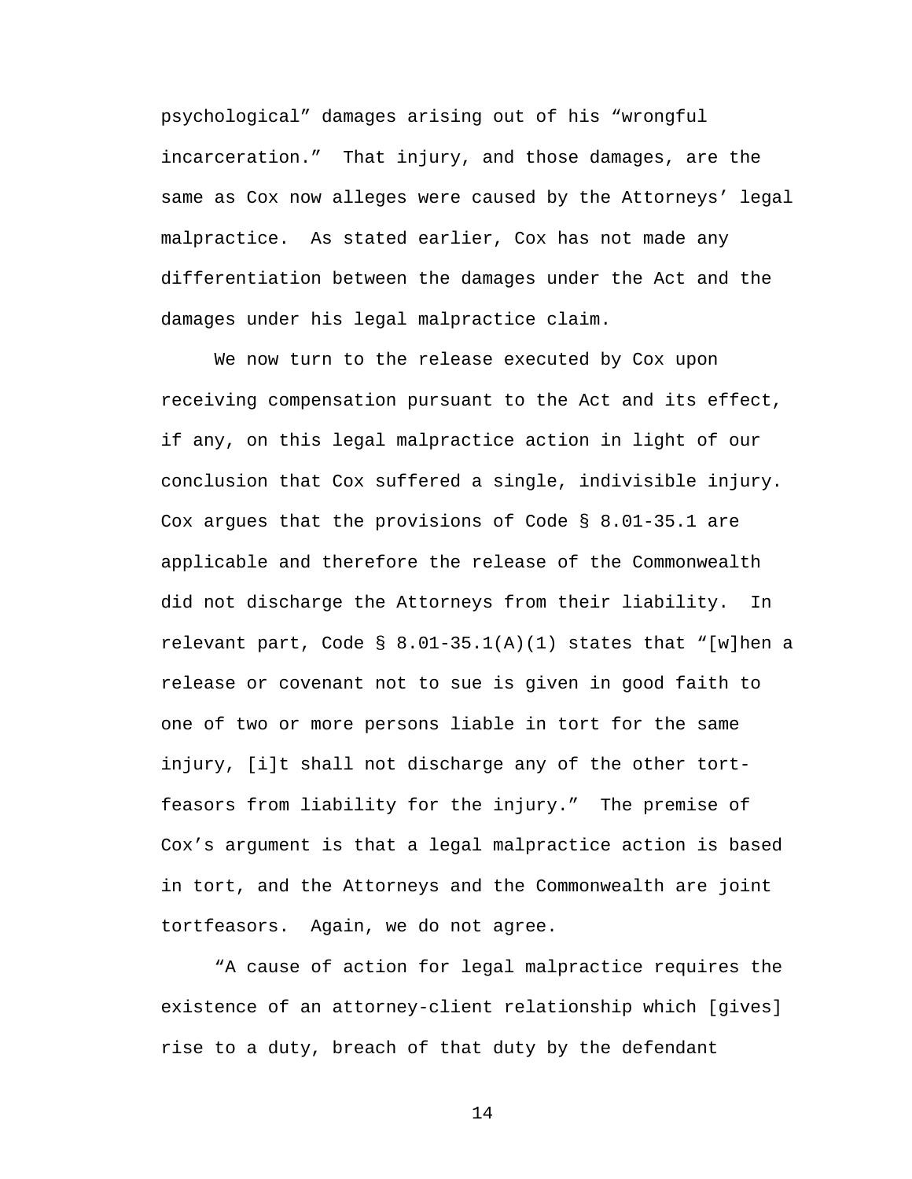psychological" damages arising out of his "wrongful incarceration." That injury, and those damages, are the same as Cox now alleges were caused by the Attorneys' legal malpractice. As stated earlier, Cox has not made any differentiation between the damages under the Act and the damages under his legal malpractice claim.

We now turn to the release executed by Cox upon receiving compensation pursuant to the Act and its effect, if any, on this legal malpractice action in light of our conclusion that Cox suffered a single, indivisible injury. Cox argues that the provisions of Code § 8.01-35.1 are applicable and therefore the release of the Commonwealth did not discharge the Attorneys from their liability. In relevant part, Code § 8.01-35.1(A)(1) states that "[w]hen a release or covenant not to sue is given in good faith to one of two or more persons liable in tort for the same injury, [i]t shall not discharge any of the other tort-feasors from liability for the injury." The premise of Cox's argument is that a legal malpractice action is based in tort, and the Attorneys and the Commonwealth are joint tortfeasors. Again, we do not agree.

"A cause of action for legal malpractice requires the existence of an attorney-client relationship which [gives] rise to a duty, breach of that duty by the defendant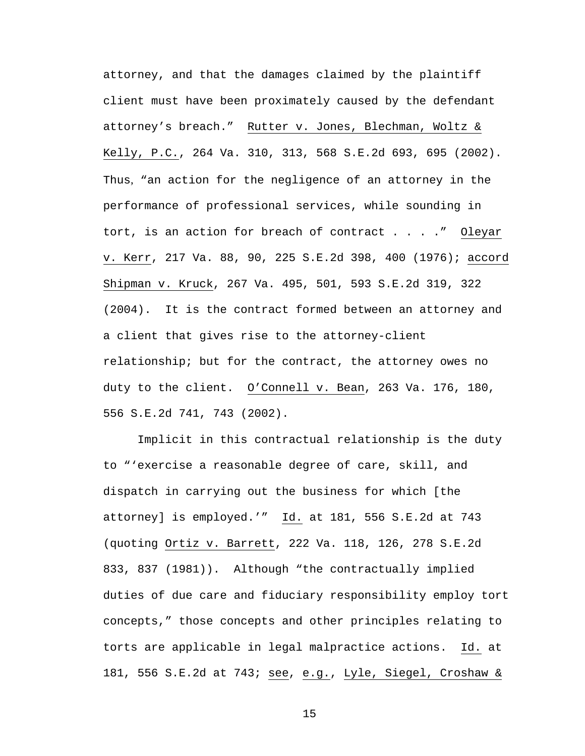attorney, and that the damages claimed by the plaintiff client must have been proximately caused by the defendant attorney's breach." Rutter v. Jones, Blechman, Woltz & Kelly, P.C., 264 Va. 310, 313, 568 S.E.2d 693, 695 (2002). Thus, "an action for the negligence of an attorney in the performance of professional services, while sounding in tort, is an action for breach of contract . . . ." Oleyar v. Kerr, 217 Va. 88, 90, 225 S.E.2d 398, 400 (1976); accord Shipman v. Kruck, 267 Va. 495, 501, 593 S.E.2d 319, 322 (2004). It is the contract formed between an attorney and a client that gives rise to the attorney-client relationship; but for the contract, the attorney owes no duty to the client. O'Connell v. Bean, 263 Va. 176, 180, 556 S.E.2d 741, 743 (2002).

Implicit in this contractual relationship is the duty to "'exercise a reasonable degree of care, skill, and dispatch in carrying out the business for which [the attorney] is employed.'" Id. at 181, 556 S.E.2d at 743 (quoting Ortiz v. Barrett, 222 Va. 118, 126, 278 S.E.2d 833, 837 (1981)). Although "the contractually implied duties of due care and fiduciary responsibility employ tort concepts," those concepts and other principles relating to torts are applicable in legal malpractice actions. Id. at 181, 556 S.E.2d at 743; see, e.g., Lyle, Siegel, Croshaw &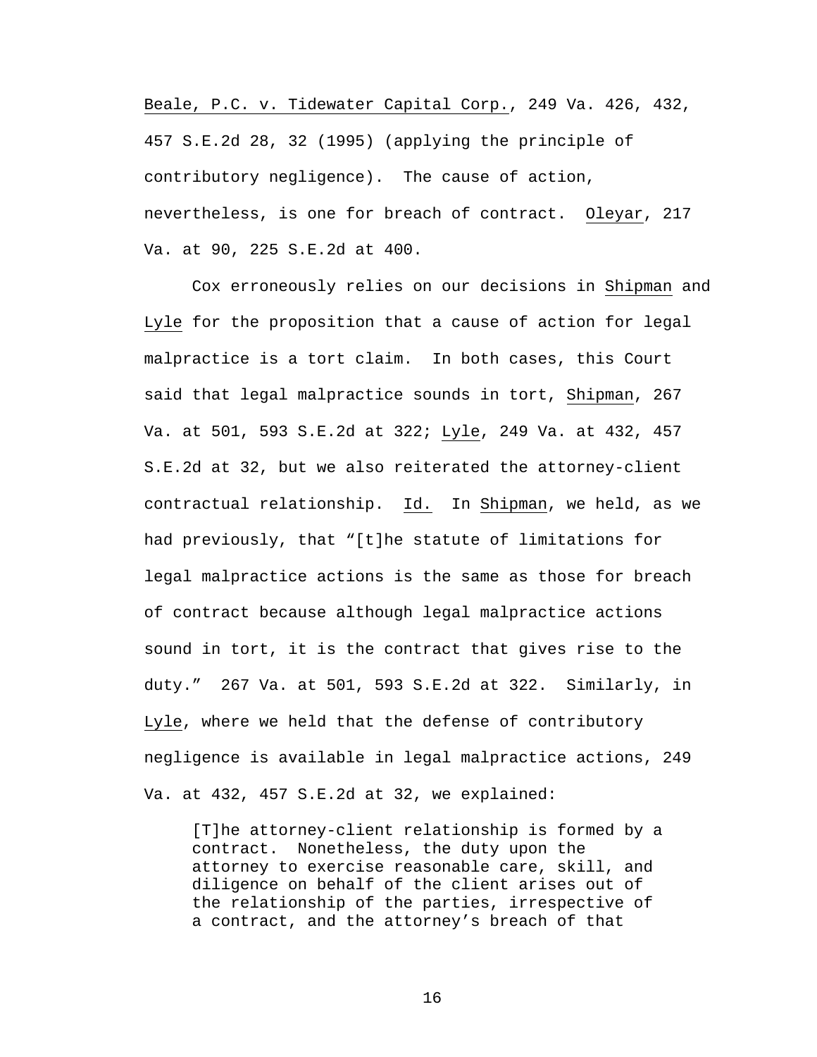Beale, P.C. v. Tidewater Capital Corp., 249 Va. 426, 432, 457 S.E.2d 28, 32 (1995) (applying the principle of contributory negligence). The cause of action, nevertheless, is one for breach of contract. Oleyar, 217 Va. at 90, 225 S.E.2d at 400.

Cox erroneously relies on our decisions in Shipman and Lyle for the proposition that a cause of action for legal malpractice is a tort claim. In both cases, this Court said that legal malpractice sounds in tort, Shipman, 267 Va. at 501, 593 S.E.2d at 322; Lyle, 249 Va. at 432, 457 S.E.2d at 32, but we also reiterated the attorney-client contractual relationship. Id. In Shipman, we held, as we had previously, that "[t]he statute of limitations for legal malpractice actions is the same as those for breach of contract because although legal malpractice actions sound in tort, it is the contract that gives rise to the duty." 267 Va. at 501, 593 S.E.2d at 322. Similarly, in Lyle, where we held that the defense of contributory negligence is available in legal malpractice actions, 249 Va. at 432, 457 S.E.2d at 32, we explained:

> [T]he attorney-client relationship is formed by a contract. Nonetheless, the duty upon the attorney to exercise reasonable care, skill, and diligence on behalf of the client arises out of the relationship of the parties, irrespective of a contract, and the attorney's breach of that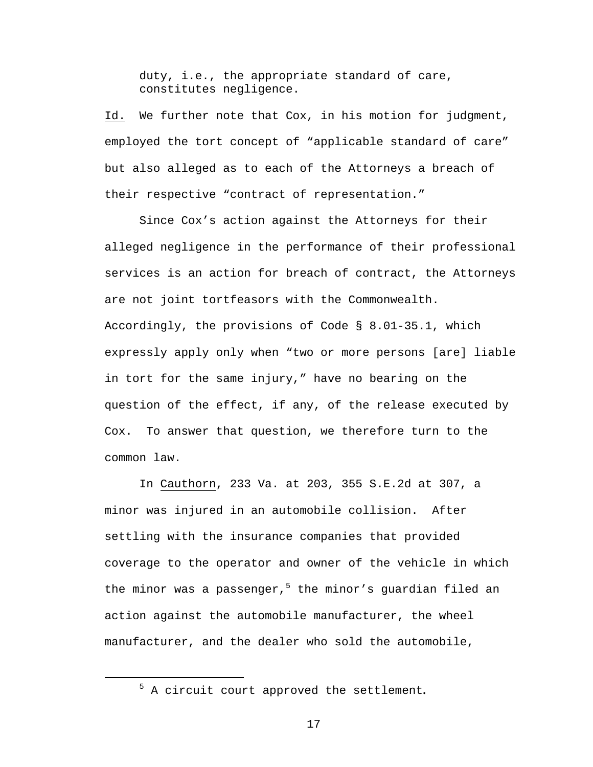> duty, i.e., the appropriate standard of care, constitutes negligence.

Id. We further note that Cox, in his motion for judgment, employed the tort concept of "applicable standard of care" but also alleged as to each of the Attorneys a breach of their respective "contract of representation."

Since Cox's action against the Attorneys for their alleged negligence in the performance of their professional services is an action for breach of contract, the Attorneys are not joint tortfeasors with the Commonwealth. Accordingly, the provisions of Code § 8.01-35.1, which expressly apply only when "two or more persons [are] liable in tort for the same injury," have no bearing on the question of the effect, if any, of the release executed by Cox. To answer that question, we therefore turn to the common law.

In Cauthorn, 233 Va. at 203, 355 S.E.2d at 307, a minor was injured in an automobile collision. After settling with the insurance companies that provided coverage to the operator and owner of the vehicle in which the minor was a passenger,[5] the minor's guardian filed an action against the automobile manufacturer, the wheel manufacturer, and the dealer who sold the automobile,

[5] A circuit court approved the settlement.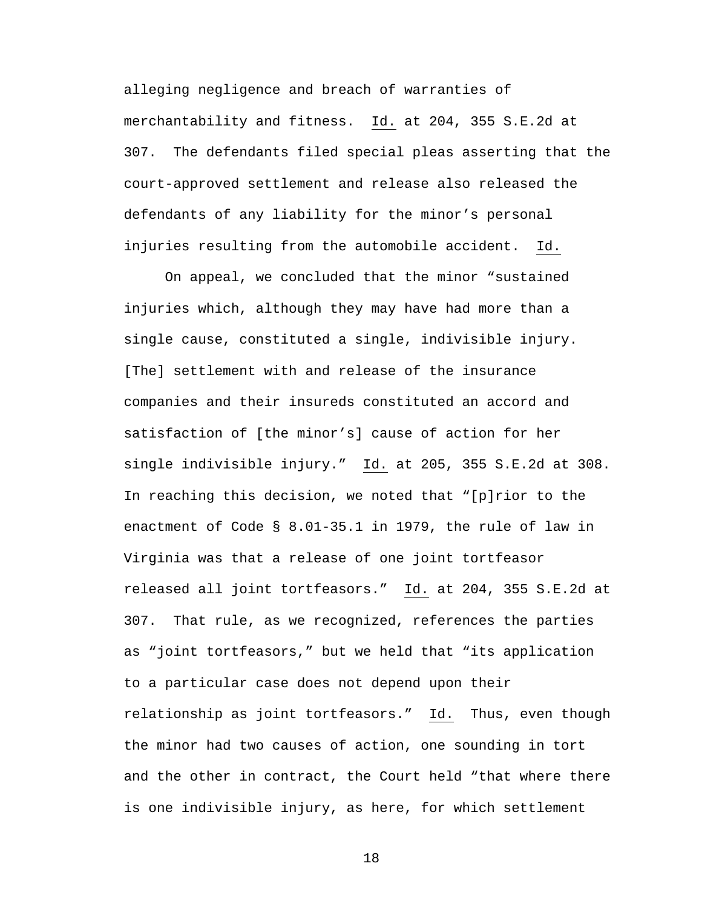alleging negligence and breach of warranties of merchantability and fitness. Id. at 204, 355 S.E.2d at 307. The defendants filed special pleas asserting that the court-approved settlement and release also released the defendants of any liability for the minor's personal injuries resulting from the automobile accident. Id.

On appeal, we concluded that the minor "sustained injuries which, although they may have had more than a single cause, constituted a single, indivisible injury. [The] settlement with and release of the insurance companies and their insureds constituted an accord and satisfaction of [the minor's] cause of action for her single indivisible injury." Id. at 205, 355 S.E.2d at 308. In reaching this decision, we noted that "[p]rior to the enactment of Code § 8.01-35.1 in 1979, the rule of law in Virginia was that a release of one joint tortfeasor released all joint tortfeasors." Id. at 204, 355 S.E.2d at 307. That rule, as we recognized, references the parties as "joint tortfeasors," but we held that "its application to a particular case does not depend upon their relationship as joint tortfeasors." Id. Thus, even though the minor had two causes of action, one sounding in tort and the other in contract, the Court held "that where there is one indivisible injury, as here, for which settlement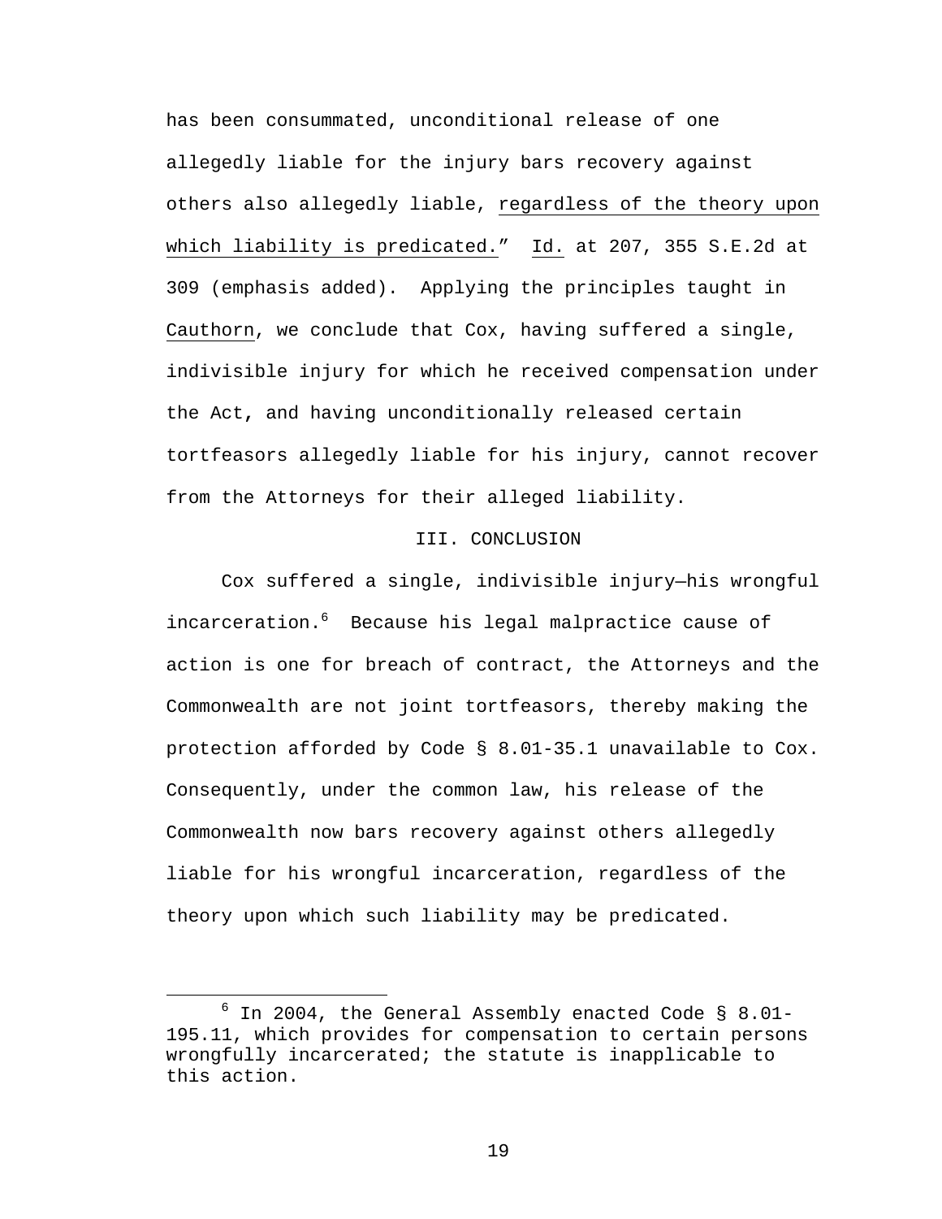has been consummated, unconditional release of one allegedly liable for the injury bars recovery against others also allegedly liable, regardless of the theory upon which liability is predicated." Id. at 207, 355 S.E.2d at 309 (emphasis added). Applying the principles taught in Cauthorn, we conclude that Cox, having suffered a single, indivisible injury for which he received compensation under the Act, and having unconditionally released certain tortfeasors allegedly liable for his injury, cannot recover from the Attorneys for their alleged liability.

## III. CONCLUSION

Cox suffered a single, indivisible injury—his wrongful incarceration.[6] Because his legal malpractice cause of action is one for breach of contract, the Attorneys and the Commonwealth are not joint tortfeasors, thereby making the protection afforded by Code § 8.01-35.1 unavailable to Cox. Consequently, under the common law, his release of the Commonwealth now bars recovery against others allegedly liable for his wrongful incarceration, regardless of the theory upon which such liability may be predicated.

[6] In 2004, the General Assembly enacted Code § 8.01-195.11, which provides for compensation to certain persons wrongfully incarcerated; the statute is inapplicable to this action.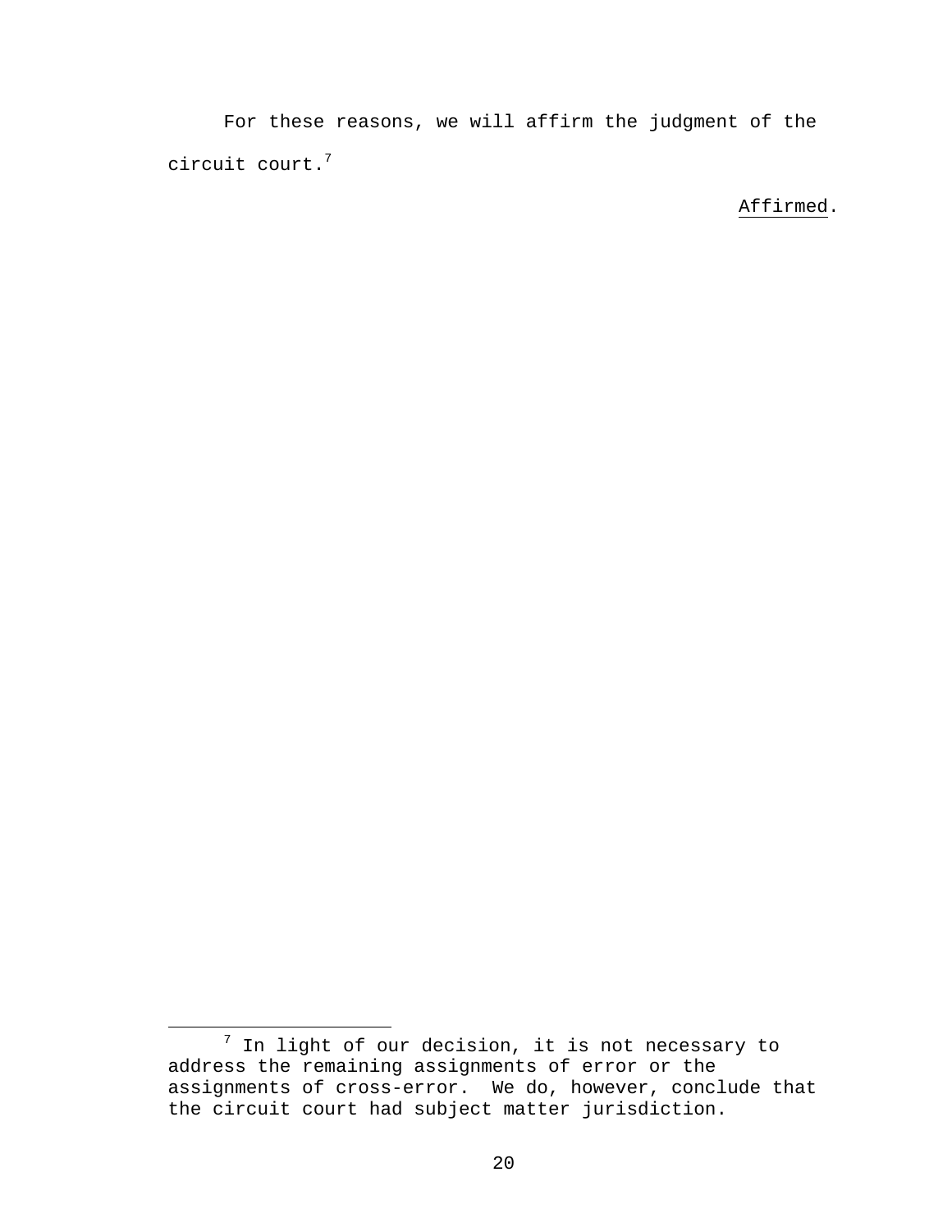For these reasons, we will affirm the judgment of the circuit court.[7]

*Affirmed*.

---

[7] In light of our decision, it is not necessary to address the remaining assignments of error or the assignments of cross-error. We do, however, conclude that the circuit court had subject matter jurisdiction.